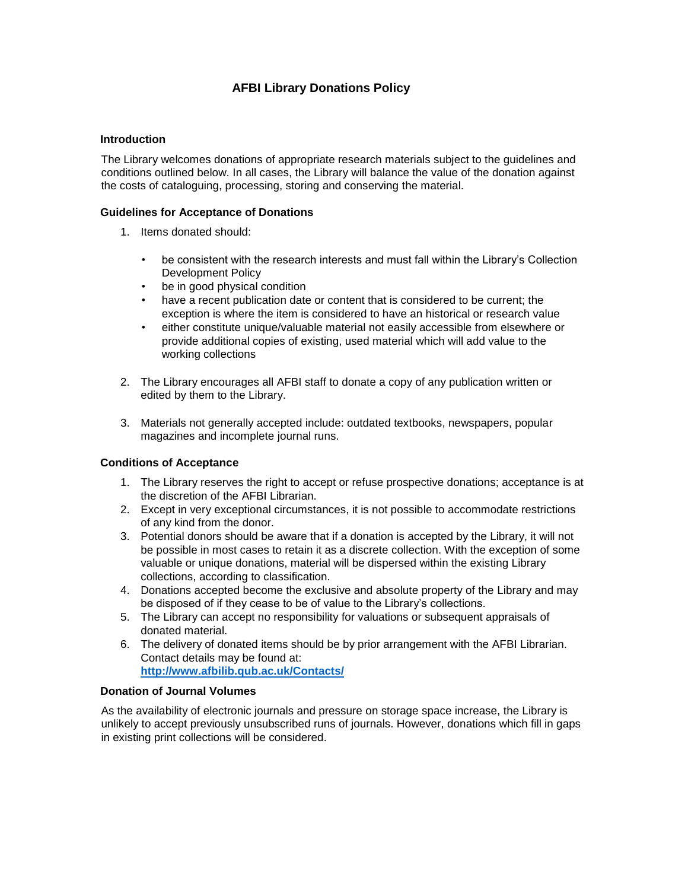# AFBI Library Donations Policy

## Introduction

The Library welcomes donations of appropriate research materials subject to the guidelines and conditions outlined below. In all cases, the Library will balance the value of the donation against the costs of cataloguing, processing, storing and conserving the material.

## Guidelines for Acceptance of Donations

1. Items donated should:

   - be consistent with the research interests and must fall within the Library's Collection Development Policy
   - be in good physical condition
   - have a recent publication date or content that is considered to be current; the exception is where the item is considered to have an historical or research value
   - either constitute unique/valuable material not easily accessible from elsewhere or provide additional copies of existing, used material which will add value to the working collections

2. The Library encourages all AFBI staff to donate a copy of any publication written or edited by them to the Library.

3. Materials not generally accepted include: outdated textbooks, newspapers, popular magazines and incomplete journal runs.

## Conditions of Acceptance

1. The Library reserves the right to accept or refuse prospective donations; acceptance is at the discretion of the AFBI Librarian.
2. Except in very exceptional circumstances, it is not possible to accommodate restrictions of any kind from the donor.
3. Potential donors should be aware that if a donation is accepted by the Library, it will not be possible in most cases to retain it as a discrete collection. With the exception of some valuable or unique donations, material will be dispersed within the existing Library collections, according to classification.
4. Donations accepted become the exclusive and absolute property of the Library and may be disposed of if they cease to be of value to the Library's collections.
5. The Library can accept no responsibility for valuations or subsequent appraisals of donated material.
6. The delivery of donated items should be by prior arrangement with the AFBI Librarian. Contact details may be found at: **http://www.afbilib.qub.ac.uk/Contacts/**

## Donation of Journal Volumes

As the availability of electronic journals and pressure on storage space increase, the Library is unlikely to accept previously unsubscribed runs of journals. However, donations which fill in gaps in existing print collections will be considered.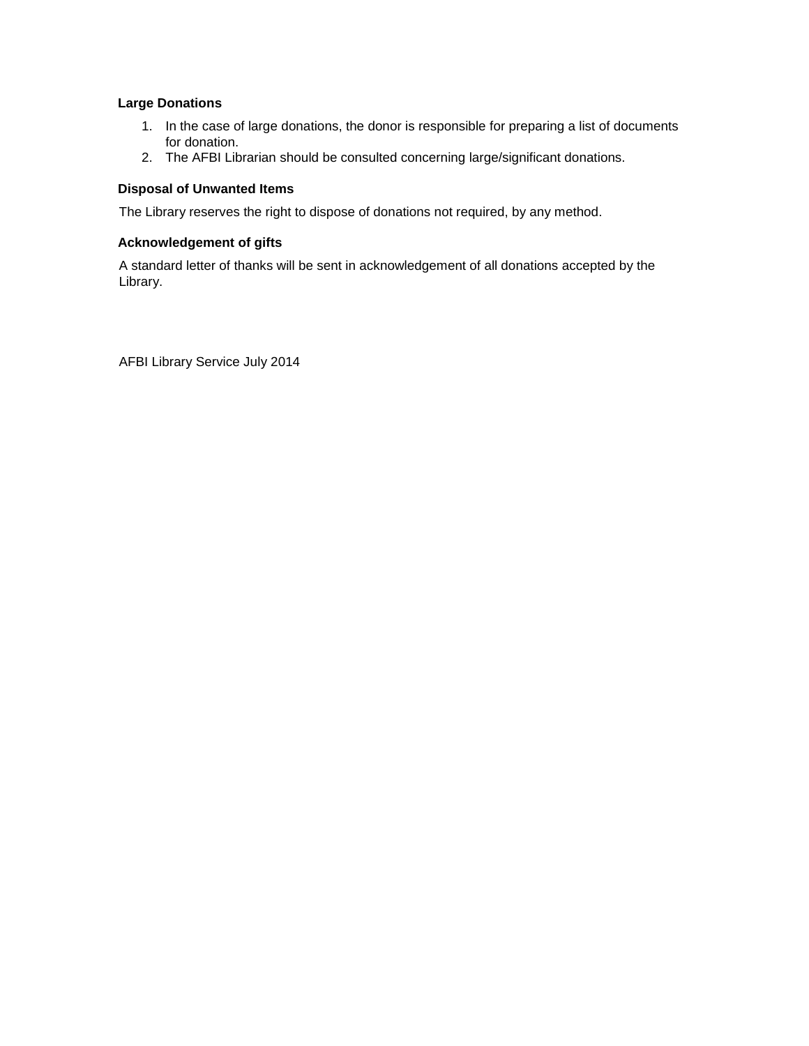**Large Donations**

1. In the case of large donations, the donor is responsible for preparing a list of documents for donation.
2. The AFBI Librarian should be consulted concerning large/significant donations.

**Disposal of Unwanted Items**

The Library reserves the right to dispose of donations not required, by any method.

**Acknowledgement of gifts**

A standard letter of thanks will be sent in acknowledgement of all donations accepted by the Library.

AFBI Library Service July 2014